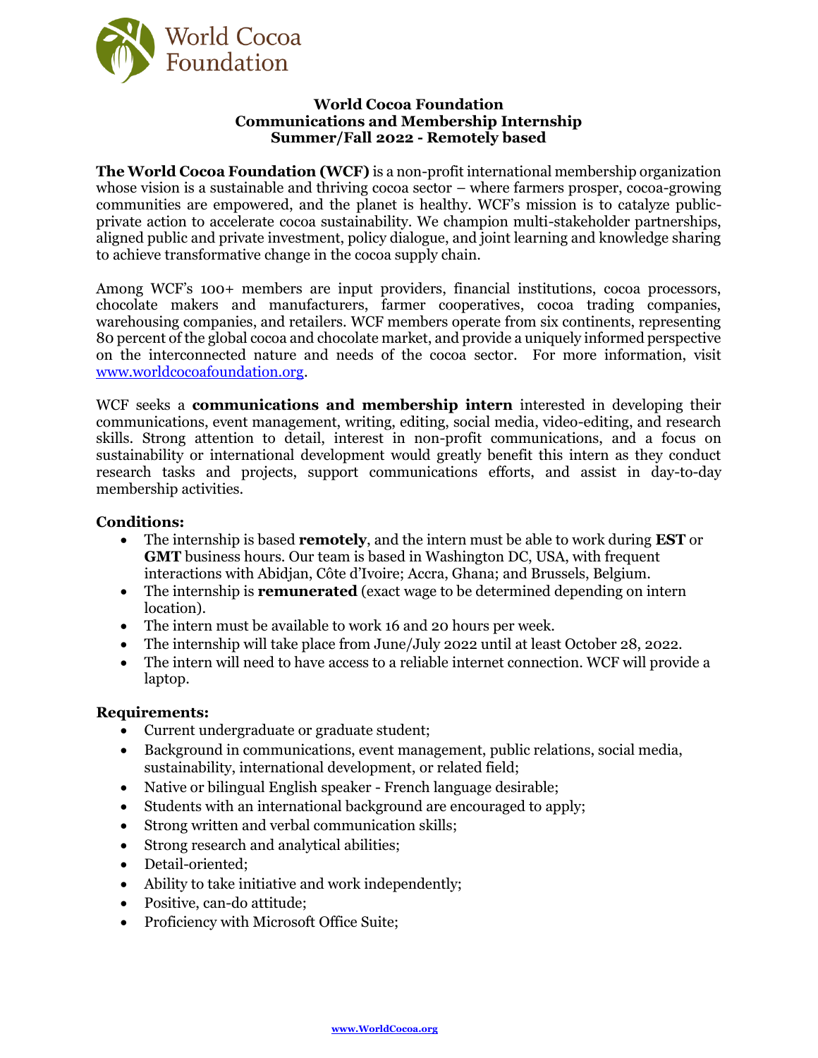World Cocoa Foundation

# World Cocoa Foundation
## Communications and Membership Internship
## Summer/Fall 2022 - Remotely based

**The World Cocoa Foundation (WCF)** is a non-profit international membership organization whose vision is a sustainable and thriving cocoa sector – where farmers prosper, cocoa-growing communities are empowered, and the planet is healthy. WCF's mission is to catalyze public-private action to accelerate cocoa sustainability. We champion multi-stakeholder partnerships, aligned public and private investment, policy dialogue, and joint learning and knowledge sharing to achieve transformative change in the cocoa supply chain.

Among WCF's 100+ members are input providers, financial institutions, cocoa processors, chocolate makers and manufacturers, farmer cooperatives, cocoa trading companies, warehousing companies, and retailers. WCF members operate from six continents, representing 80 percent of the global cocoa and chocolate market, and provide a uniquely informed perspective on the interconnected nature and needs of the cocoa sector. For more information, visit www.worldcocoafoundation.org.

WCF seeks a **communications and membership intern** interested in developing their communications, event management, writing, editing, social media, video-editing, and research skills. Strong attention to detail, interest in non-profit communications, and a focus on sustainability or international development would greatly benefit this intern as they conduct research tasks and projects, support communications efforts, and assist in day-to-day membership activities.

### Conditions:

- The internship is based **remotely**, and the intern must be able to work during **EST** or **GMT** business hours. Our team is based in Washington DC, USA, with frequent interactions with Abidjan, Côte d'Ivoire; Accra, Ghana; and Brussels, Belgium.
- The internship is **remunerated** (exact wage to be determined depending on intern location).
- The intern must be available to work 16 and 20 hours per week.
- The internship will take place from June/July 2022 until at least October 28, 2022.
- The intern will need to have access to a reliable internet connection. WCF will provide a laptop.

### Requirements:

- Current undergraduate or graduate student;
- Background in communications, event management, public relations, social media, sustainability, international development, or related field;
- Native or bilingual English speaker - French language desirable;
- Students with an international background are encouraged to apply;
- Strong written and verbal communication skills;
- Strong research and analytical abilities;
- Detail-oriented;
- Ability to take initiative and work independently;
- Positive, can-do attitude;
- Proficiency with Microsoft Office Suite;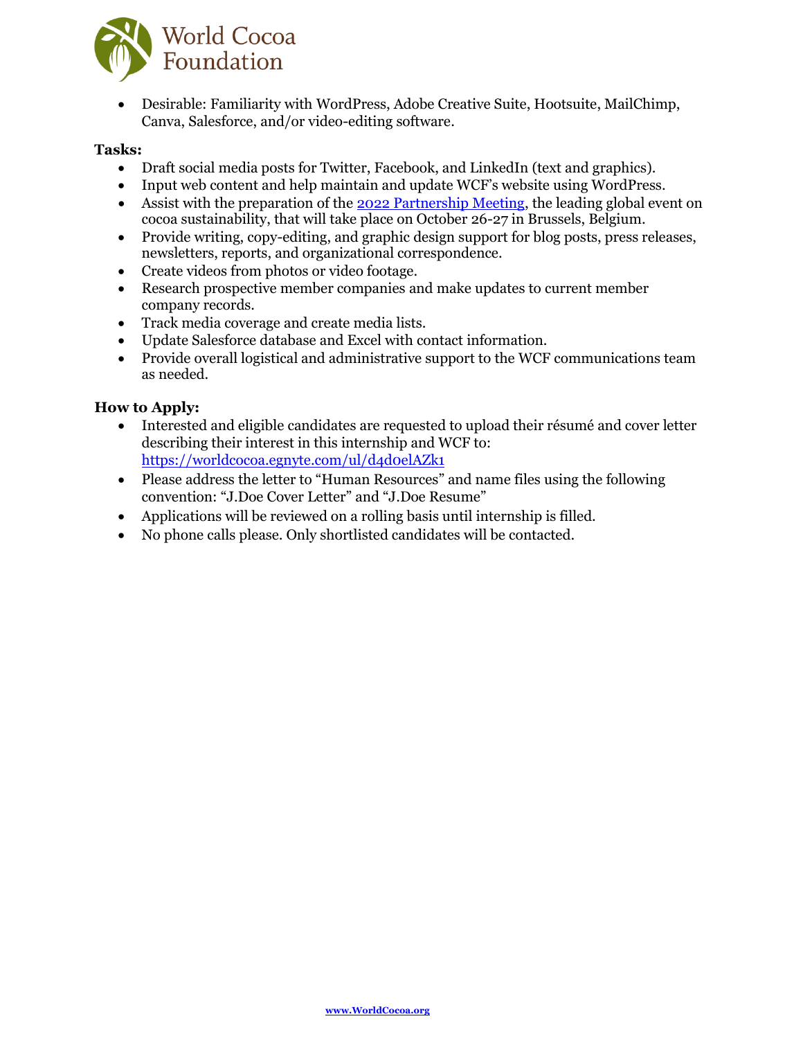- Desirable: Familiarity with WordPress, Adobe Creative Suite, Hootsuite, MailChimp, Canva, Salesforce, and/or video-editing software.

**Tasks:**

- Draft social media posts for Twitter, Facebook, and LinkedIn (text and graphics).
- Input web content and help maintain and update WCF's website using WordPress.
- Assist with the preparation of the 2022 Partnership Meeting, the leading global event on cocoa sustainability, that will take place on October 26-27 in Brussels, Belgium.
- Provide writing, copy-editing, and graphic design support for blog posts, press releases, newsletters, reports, and organizational correspondence.
- Create videos from photos or video footage.
- Research prospective member companies and make updates to current member company records.
- Track media coverage and create media lists.
- Update Salesforce database and Excel with contact information.
- Provide overall logistical and administrative support to the WCF communications team as needed.

**How to Apply:**

- Interested and eligible candidates are requested to upload their résumé and cover letter describing their interest in this internship and WCF to: https://worldcocoa.egnyte.com/ul/d4d0elAZk1
- Please address the letter to "Human Resources" and name files using the following convention: "J.Doe Cover Letter" and "J.Doe Resume"
- Applications will be reviewed on a rolling basis until internship is filled.
- No phone calls please. Only shortlisted candidates will be contacted.